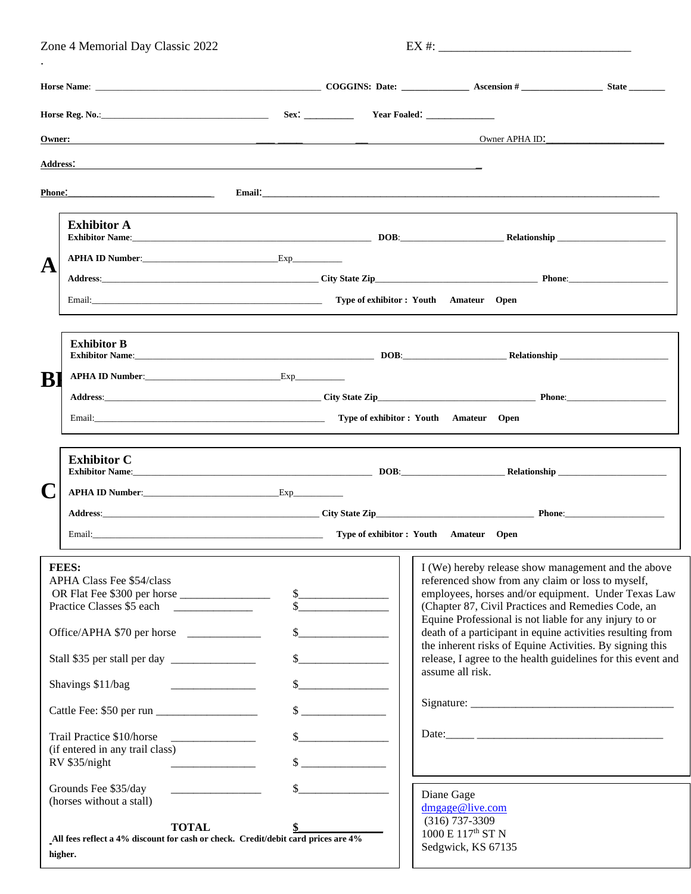Zone 4 Memorial Day Classic 2022

EX #: ________________________________

**Horse Name**: ______________________________ **COGGINS: Date:** ____________ **Ascension #** ______________ **State** _______

**Horse Reg. No.**:______________________________ **Sex**: __________ **Year Foaled**: ______________

**Owner:** ________________________________________________ Owner APHA ID:______________________

**Address**: ____________________________________________________________________

**Phone**:__________________________ **Email**:__________________________________________________________________

**A**

**Exhibitor A**

**Exhibitor Name**:______________________________________ **DOB**:____________________ **Relationship** ____________________

**APHA ID Number**:__________________________Exp__________

**Address**:______________________________________ **City State Zip**______________________________ **Phone**:____________________

Email:______________________________________ **Type of exhibitor : Youth Amateur Open**

**B**

**Exhibitor B**

**Exhibitor Name**:______________________________________ **DOB**:____________________ **Relationship** ____________________

**APHA ID Number**:__________________________Exp__________

**Address**:______________________________________ **City State Zip**______________________________ **Phone**:____________________

Email:______________________________________ **Type of exhibitor : Youth Amateur Open**

**C**

**Exhibitor C**

**Exhibitor Name**:______________________________________ **DOB**:____________________ **Relationship** ____________________

**APHA ID Number**:__________________________Exp__________

**Address**:______________________________________ **City State Zip**______________________________ **Phone**:____________________

Email:______________________________________ **Type of exhibitor : Youth Amateur Open**

**FEES:**

| | | |
|---|---|---|
| APHA Class Fee $54/class | | |
| OR Flat Fee $300 per horse | ______________ | $______________ |
| Practice Classes $5 each | ______________ | $______________ |
| Office/APHA $70 per horse | ______________ | $______________ |
| Stall $35 per stall per day | ______________ | $______________ |
| Shavings $11/bag | ______________ | $______________ |
| Cattle Fee: $50 per run | ______________ | $______________ |
| Trail Practice $10/horse (if entered in any trail class) | ______________ | $______________ |
| RV $35/night | ______________ | $______________ |
| Grounds Fee $35/day (horses without a stall) | ______________ | $______________ |
| **TOTAL** | | **$**______________ |

**All fees reflect a 4% discount for cash or check. Credit/debit card prices are 4% higher.**

I (We) hereby release show management and the above referenced show from any claim or loss to myself, employees, horses and/or equipment. Under Texas Law (Chapter 87, Civil Practices and Remedies Code, an Equine Professional is not liable for any injury to or death of a participant in equine activities resulting from the inherent risks of Equine Activities. By signing this release, I agree to the health guidelines for this event and assume all risk.

Signature: ________________________________

Date:________________________________

Diane Gage
dmgage@live.com
(316) 737-3309
1000 E 117th ST N
Sedgwick, KS 67135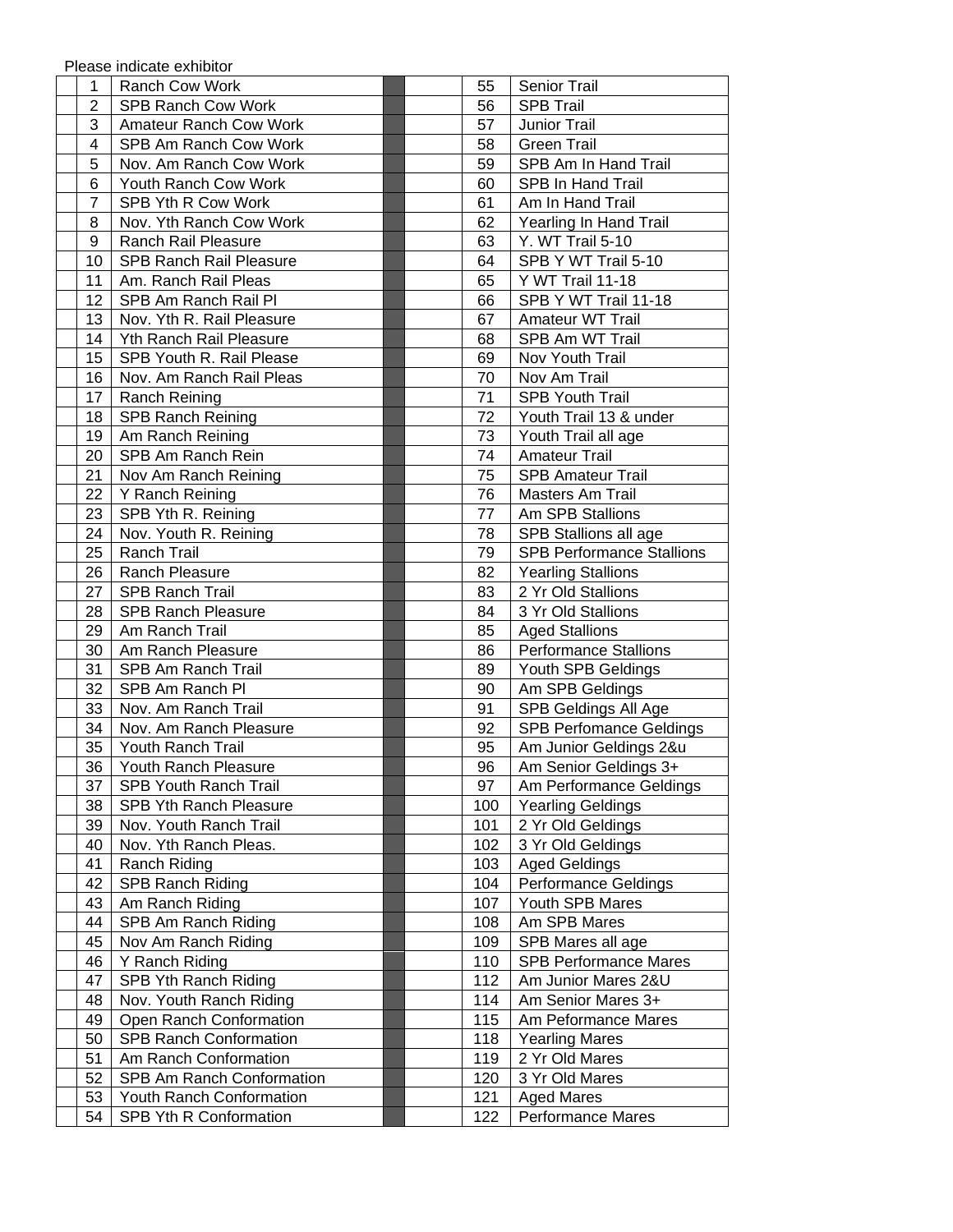Please indicate exhibitor

| | # | Class | | | # | Class |
|---|---|---|---|---|---|---|
| | 1 | Ranch Cow Work | | | 55 | Senior Trail |
| | 2 | SPB Ranch Cow Work | | | 56 | SPB Trail |
| | 3 | Amateur Ranch Cow Work | | | 57 | Junior Trail |
| | 4 | SPB Am Ranch Cow Work | | | 58 | Green Trail |
| | 5 | Nov. Am Ranch Cow Work | | | 59 | SPB Am In Hand Trail |
| | 6 | Youth Ranch Cow Work | | | 60 | SPB In Hand Trail |
| | 7 | SPB Yth R Cow Work | | | 61 | Am In Hand Trail |
| | 8 | Nov. Yth Ranch Cow Work | | | 62 | Yearling In Hand Trail |
| | 9 | Ranch Rail Pleasure | | | 63 | Y. WT Trail 5-10 |
| | 10 | SPB Ranch Rail Pleasure | | | 64 | SPB Y WT Trail 5-10 |
| | 11 | Am. Ranch Rail Pleas | | | 65 | Y WT Trail 11-18 |
| | 12 | SPB Am Ranch Rail Pl | | | 66 | SPB Y WT Trail 11-18 |
| | 13 | Nov. Yth R. Rail Pleasure | | | 67 | Amateur WT Trail |
| | 14 | Yth Ranch Rail Pleasure | | | 68 | SPB Am WT Trail |
| | 15 | SPB Youth R. Rail Please | | | 69 | Nov Youth Trail |
| | 16 | Nov. Am Ranch Rail Pleas | | | 70 | Nov Am Trail |
| | 17 | Ranch Reining | | | 71 | SPB Youth Trail |
| | 18 | SPB Ranch Reining | | | 72 | Youth Trail 13 & under |
| | 19 | Am Ranch Reining | | | 73 | Youth Trail all age |
| | 20 | SPB Am Ranch Rein | | | 74 | Amateur Trail |
| | 21 | Nov Am Ranch Reining | | | 75 | SPB Amateur Trail |
| | 22 | Y Ranch Reining | | | 76 | Masters Am Trail |
| | 23 | SPB Yth R. Reining | | | 77 | Am SPB Stallions |
| | 24 | Nov. Youth R. Reining | | | 78 | SPB Stallions all age |
| | 25 | Ranch Trail | | | 79 | SPB Performance Stallions |
| | 26 | Ranch Pleasure | | | 82 | Yearling Stallions |
| | 27 | SPB Ranch Trail | | | 83 | 2 Yr Old Stallions |
| | 28 | SPB Ranch Pleasure | | | 84 | 3 Yr Old Stallions |
| | 29 | Am Ranch Trail | | | 85 | Aged Stallions |
| | 30 | Am Ranch Pleasure | | | 86 | Performance Stallions |
| | 31 | SPB Am Ranch Trail | | | 89 | Youth SPB Geldings |
| | 32 | SPB Am Ranch Pl | | | 90 | Am SPB Geldings |
| | 33 | Nov. Am Ranch Trail | | | 91 | SPB Geldings All Age |
| | 34 | Nov. Am Ranch Pleasure | | | 92 | SPB Perfomance Geldings |
| | 35 | Youth Ranch Trail | | | 95 | Am Junior Geldings 2&u |
| | 36 | Youth Ranch Pleasure | | | 96 | Am Senior Geldings 3+ |
| | 37 | SPB Youth Ranch Trail | | | 97 | Am Performance Geldings |
| | 38 | SPB Yth Ranch Pleasure | | | 100 | Yearling Geldings |
| | 39 | Nov. Youth Ranch Trail | | | 101 | 2 Yr Old Geldings |
| | 40 | Nov. Yth Ranch Pleas. | | | 102 | 3 Yr Old Geldings |
| | 41 | Ranch Riding | | | 103 | Aged Geldings |
| | 42 | SPB Ranch Riding | | | 104 | Performance Geldings |
| | 43 | Am Ranch Riding | | | 107 | Youth SPB Mares |
| | 44 | SPB Am Ranch Riding | | | 108 | Am SPB Mares |
| | 45 | Nov Am Ranch Riding | | | 109 | SPB Mares all age |
| | 46 | Y Ranch Riding | | | 110 | SPB Performance Mares |
| | 47 | SPB Yth Ranch Riding | | | 112 | Am Junior Mares 2&U |
| | 48 | Nov. Youth Ranch Riding | | | 114 | Am Senior Mares 3+ |
| | 49 | Open Ranch Conformation | | | 115 | Am Peformance Mares |
| | 50 | SPB Ranch Conformation | | | 118 | Yearling Mares |
| | 51 | Am Ranch Conformation | | | 119 | 2 Yr Old Mares |
| | 52 | SPB Am Ranch Conformation | | | 120 | 3 Yr Old Mares |
| | 53 | Youth Ranch Conformation | | | 121 | Aged Mares |
| | 54 | SPB Yth R Conformation | | | 122 | Performance Mares |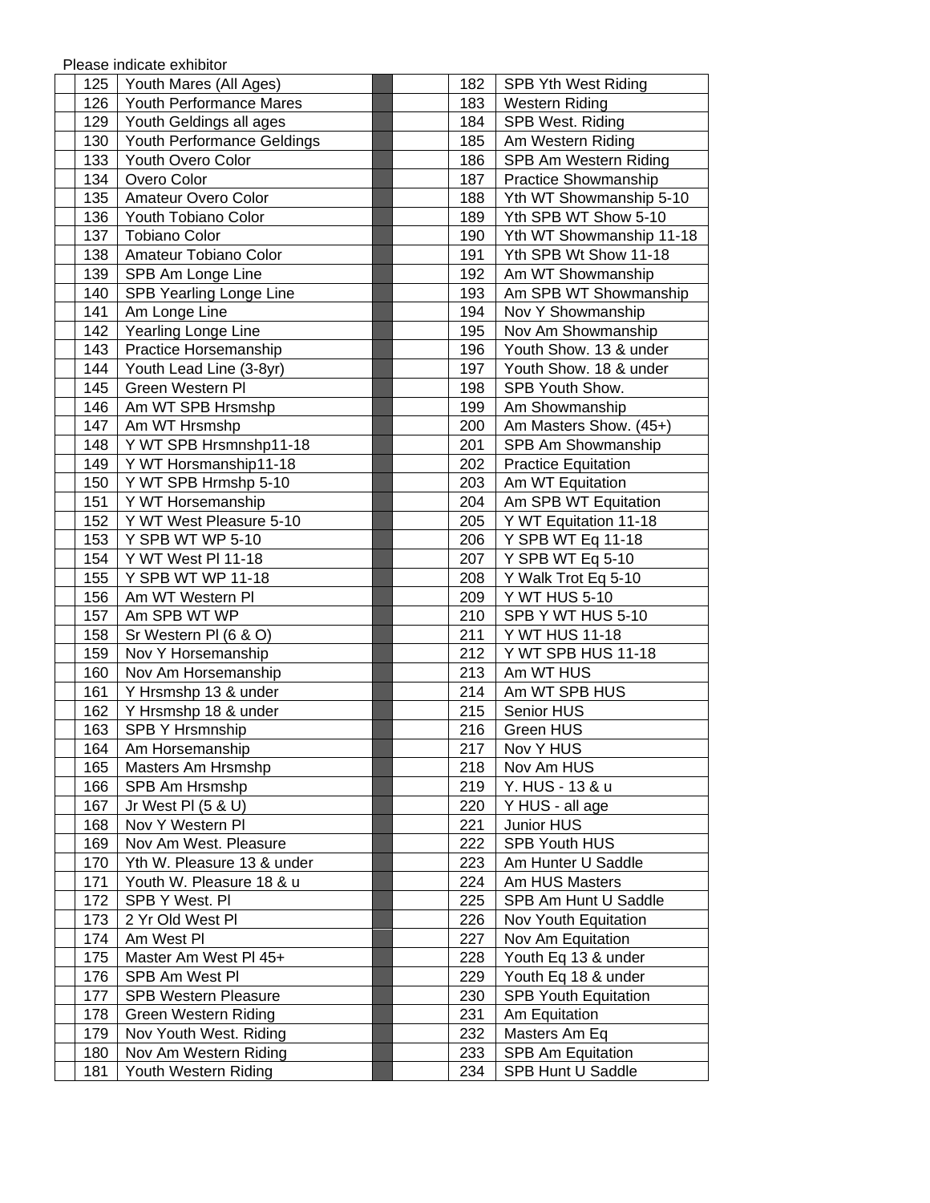Please indicate exhibitor

| | | | | | | |
|---|---|---|---|---|---|---|
| | 125 | Youth Mares (All Ages) | | | 182 | SPB Yth West Riding |
| | 126 | Youth Performance Mares | | | 183 | Western Riding |
| | 129 | Youth Geldings all ages | | | 184 | SPB West. Riding |
| | 130 | Youth Performance Geldings | | | 185 | Am Western Riding |
| | 133 | Youth Overo Color | | | 186 | SPB Am Western Riding |
| | 134 | Overo Color | | | 187 | Practice Showmanship |
| | 135 | Amateur Overo Color | | | 188 | Yth WT Showmanship 5-10 |
| | 136 | Youth Tobiano Color | | | 189 | Yth SPB WT Show 5-10 |
| | 137 | Tobiano Color | | | 190 | Yth WT Showmanship 11-18 |
| | 138 | Amateur Tobiano Color | | | 191 | Yth SPB Wt Show 11-18 |
| | 139 | SPB Am Longe Line | | | 192 | Am WT Showmanship |
| | 140 | SPB Yearling Longe Line | | | 193 | Am SPB WT Showmanship |
| | 141 | Am Longe Line | | | 194 | Nov Y Showmanship |
| | 142 | Yearling Longe Line | | | 195 | Nov Am Showmanship |
| | 143 | Practice Horsemanship | | | 196 | Youth Show. 13 & under |
| | 144 | Youth Lead Line (3-8yr) | | | 197 | Youth Show. 18 & under |
| | 145 | Green Western Pl | | | 198 | SPB Youth Show. |
| | 146 | Am WT SPB Hrsmshp | | | 199 | Am Showmanship |
| | 147 | Am WT Hrsmshp | | | 200 | Am Masters Show. (45+) |
| | 148 | Y WT SPB Hrsmnshp11-18 | | | 201 | SPB Am Showmanship |
| | 149 | Y WT Horsmanship11-18 | | | 202 | Practice Equitation |
| | 150 | Y WT SPB Hrmshp 5-10 | | | 203 | Am WT Equitation |
| | 151 | Y WT Horsemanship | | | 204 | Am SPB WT Equitation |
| | 152 | Y WT West Pleasure 5-10 | | | 205 | Y WT Equitation 11-18 |
| | 153 | Y SPB WT WP 5-10 | | | 206 | Y SPB WT Eq 11-18 |
| | 154 | Y WT West Pl 11-18 | | | 207 | Y SPB WT Eq 5-10 |
| | 155 | Y SPB WT WP 11-18 | | | 208 | Y Walk Trot Eq 5-10 |
| | 156 | Am WT Western Pl | | | 209 | Y WT HUS 5-10 |
| | 157 | Am SPB WT WP | | | 210 | SPB Y WT HUS 5-10 |
| | 158 | Sr Western Pl (6 & O) | | | 211 | Y WT HUS 11-18 |
| | 159 | Nov Y Horsemanship | | | 212 | Y WT SPB HUS 11-18 |
| | 160 | Nov Am Horsemanship | | | 213 | Am WT HUS |
| | 161 | Y Hrsmshp 13 & under | | | 214 | Am WT SPB HUS |
| | 162 | Y Hrsmshp 18 & under | | | 215 | Senior HUS |
| | 163 | SPB Y Hrsmnship | | | 216 | Green HUS |
| | 164 | Am Horsemanship | | | 217 | Nov Y HUS |
| | 165 | Masters Am Hrsmshp | | | 218 | Nov Am HUS |
| | 166 | SPB Am Hrsmshp | | | 219 | Y. HUS - 13 & u |
| | 167 | Jr West Pl (5 & U) | | | 220 | Y HUS - all age |
| | 168 | Nov Y Western Pl | | | 221 | Junior HUS |
| | 169 | Nov Am West. Pleasure | | | 222 | SPB Youth HUS |
| | 170 | Yth W. Pleasure 13 & under | | | 223 | Am Hunter U Saddle |
| | 171 | Youth W. Pleasure 18 & u | | | 224 | Am HUS Masters |
| | 172 | SPB Y West. Pl | | | 225 | SPB Am Hunt U Saddle |
| | 173 | 2 Yr Old West Pl | | | 226 | Nov Youth Equitation |
| | 174 | Am West Pl | | | 227 | Nov Am Equitation |
| | 175 | Master Am West Pl 45+ | | | 228 | Youth Eq 13 & under |
| | 176 | SPB Am West Pl | | | 229 | Youth Eq 18 & under |
| | 177 | SPB Western Pleasure | | | 230 | SPB Youth Equitation |
| | 178 | Green Western Riding | | | 231 | Am Equitation |
| | 179 | Nov Youth West. Riding | | | 232 | Masters Am Eq |
| | 180 | Nov Am Western Riding | | | 233 | SPB Am Equitation |
| | 181 | Youth Western Riding | | | 234 | SPB Hunt U Saddle |